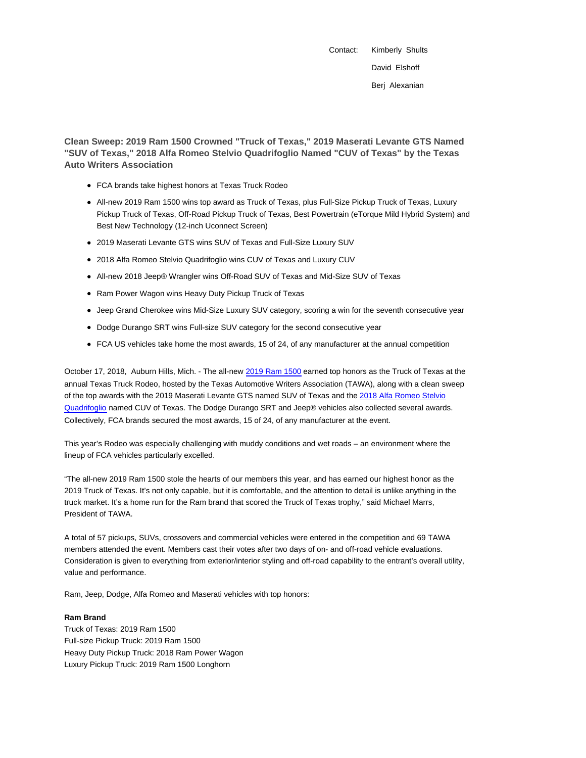Contact: Kimberly Shults
David Elshoff
Berj Alexanian

## Clean Sweep: 2019 Ram 1500 Crowned "Truck of Texas," 2019 Maserati Levante GTS Named "SUV of Texas," 2018 Alfa Romeo Stelvio Quadrifoglio Named "CUV of Texas" by the Texas Auto Writers Association

- FCA brands take highest honors at Texas Truck Rodeo
- All-new 2019 Ram 1500 wins top award as Truck of Texas, plus Full-Size Pickup Truck of Texas, Luxury Pickup Truck of Texas, Off-Road Pickup Truck of Texas, Best Powertrain (eTorque Mild Hybrid System) and Best New Technology (12-inch Uconnect Screen)
- 2019 Maserati Levante GTS wins SUV of Texas and Full-Size Luxury SUV
- 2018 Alfa Romeo Stelvio Quadrifoglio wins CUV of Texas and Luxury CUV
- All-new 2018 Jeep® Wrangler wins Off-Road SUV of Texas and Mid-Size SUV of Texas
- Ram Power Wagon wins Heavy Duty Pickup Truck of Texas
- Jeep Grand Cherokee wins Mid-Size Luxury SUV category, scoring a win for the seventh consecutive year
- Dodge Durango SRT wins Full-size SUV category for the second consecutive year
- FCA US vehicles take home the most awards, 15 of 24, of any manufacturer at the annual competition

October 17, 2018, Auburn Hills, Mich. - The all-new 2019 Ram 1500 earned top honors as the Truck of Texas at the annual Texas Truck Rodeo, hosted by the Texas Automotive Writers Association (TAWA), along with a clean sweep of the top awards with the 2019 Maserati Levante GTS named SUV of Texas and the 2018 Alfa Romeo Stelvio Quadrifoglio named CUV of Texas. The Dodge Durango SRT and Jeep® vehicles also collected several awards. Collectively, FCA brands secured the most awards, 15 of 24, of any manufacturer at the event.

This year's Rodeo was especially challenging with muddy conditions and wet roads – an environment where the lineup of FCA vehicles particularly excelled.

"The all-new 2019 Ram 1500 stole the hearts of our members this year, and has earned our highest honor as the 2019 Truck of Texas. It's not only capable, but it is comfortable, and the attention to detail is unlike anything in the truck market. It's a home run for the Ram brand that scored the Truck of Texas trophy," said Michael Marrs, President of TAWA.

A total of 57 pickups, SUVs, crossovers and commercial vehicles were entered in the competition and 69 TAWA members attended the event. Members cast their votes after two days of on- and off-road vehicle evaluations. Consideration is given to everything from exterior/interior styling and off-road capability to the entrant's overall utility, value and performance.

Ram, Jeep, Dodge, Alfa Romeo and Maserati vehicles with top honors:

**Ram Brand**
Truck of Texas: 2019 Ram 1500
Full-size Pickup Truck: 2019 Ram 1500
Heavy Duty Pickup Truck: 2018 Ram Power Wagon
Luxury Pickup Truck: 2019 Ram 1500 Longhorn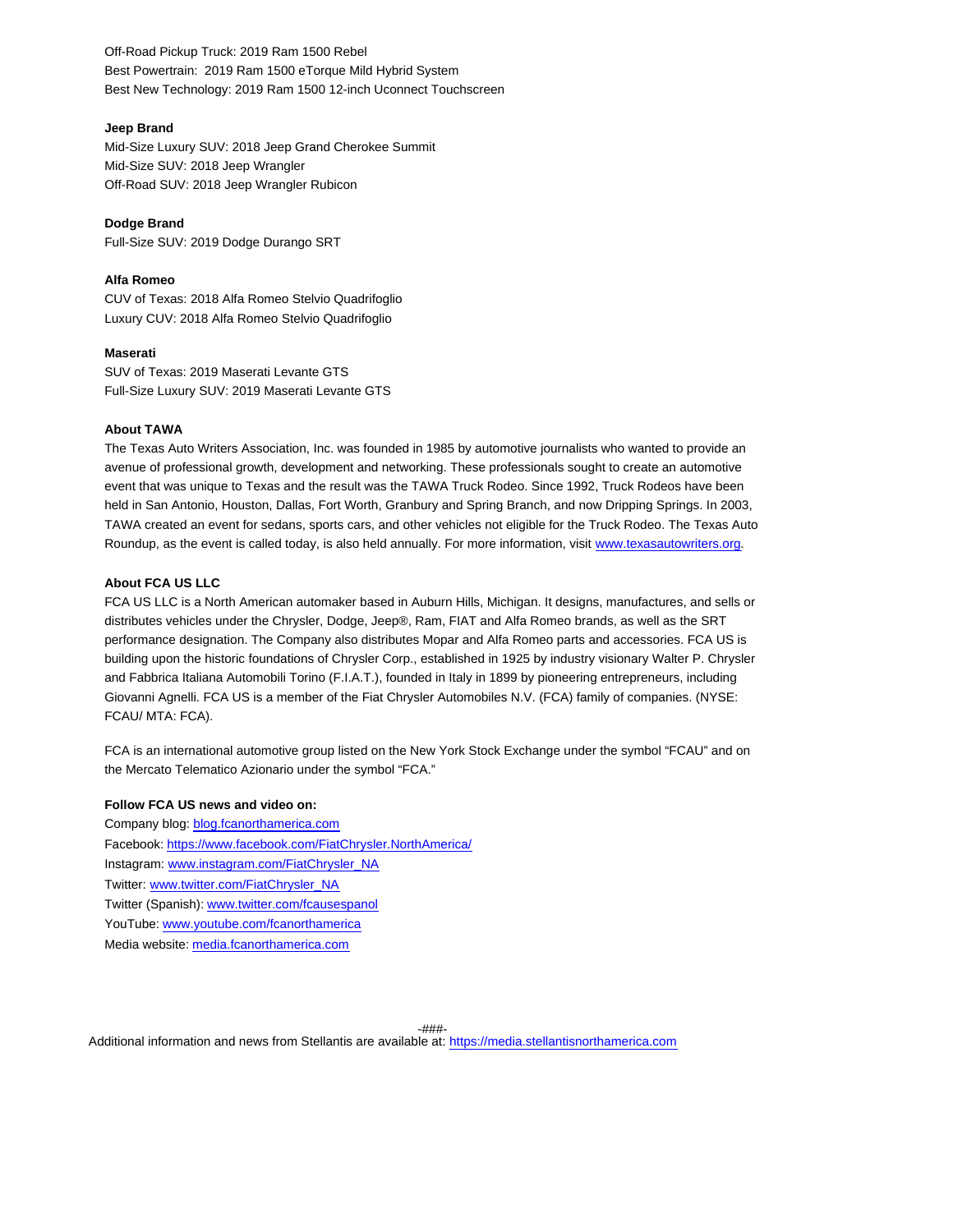Off-Road Pickup Truck: 2019 Ram 1500 Rebel
Best Powertrain: 2019 Ram 1500 eTorque Mild Hybrid System
Best New Technology: 2019 Ram 1500 12-inch Uconnect Touchscreen

**Jeep Brand**
Mid-Size Luxury SUV: 2018 Jeep Grand Cherokee Summit
Mid-Size SUV: 2018 Jeep Wrangler
Off-Road SUV: 2018 Jeep Wrangler Rubicon

**Dodge Brand**
Full-Size SUV: 2019 Dodge Durango SRT

**Alfa Romeo**
CUV of Texas: 2018 Alfa Romeo Stelvio Quadrifoglio
Luxury CUV: 2018 Alfa Romeo Stelvio Quadrifoglio

**Maserati**
SUV of Texas: 2019 Maserati Levante GTS
Full-Size Luxury SUV: 2019 Maserati Levante GTS

**About TAWA**

The Texas Auto Writers Association, Inc. was founded in 1985 by automotive journalists who wanted to provide an avenue of professional growth, development and networking. These professionals sought to create an automotive event that was unique to Texas and the result was the TAWA Truck Rodeo. Since 1992, Truck Rodeos have been held in San Antonio, Houston, Dallas, Fort Worth, Granbury and Spring Branch, and now Dripping Springs. In 2003, TAWA created an event for sedans, sports cars, and other vehicles not eligible for the Truck Rodeo. The Texas Auto Roundup, as the event is called today, is also held annually. For more information, visit www.texasautowriters.org.

**About FCA US LLC**

FCA US LLC is a North American automaker based in Auburn Hills, Michigan. It designs, manufactures, and sells or distributes vehicles under the Chrysler, Dodge, Jeep®, Ram, FIAT and Alfa Romeo brands, as well as the SRT performance designation. The Company also distributes Mopar and Alfa Romeo parts and accessories. FCA US is building upon the historic foundations of Chrysler Corp., established in 1925 by industry visionary Walter P. Chrysler and Fabbrica Italiana Automobili Torino (F.I.A.T.), founded in Italy in 1899 by pioneering entrepreneurs, including Giovanni Agnelli. FCA US is a member of the Fiat Chrysler Automobiles N.V. (FCA) family of companies. (NYSE: FCAU/ MTA: FCA).

FCA is an international automotive group listed on the New York Stock Exchange under the symbol "FCAU" and on the Mercato Telematico Azionario under the symbol "FCA."

**Follow FCA US news and video on:**
Company blog: blog.fcanorthamerica.com
Facebook: https://www.facebook.com/FiatChrysler.NorthAmerica/
Instagram: www.instagram.com/FiatChrysler_NA
Twitter: www.twitter.com/FiatChrysler_NA
Twitter (Spanish): www.twitter.com/fcausespanol
YouTube: www.youtube.com/fcanorthamerica
Media website: media.fcanorthamerica.com

-###-

Additional information and news from Stellantis are available at: https://media.stellantisnorthamerica.com